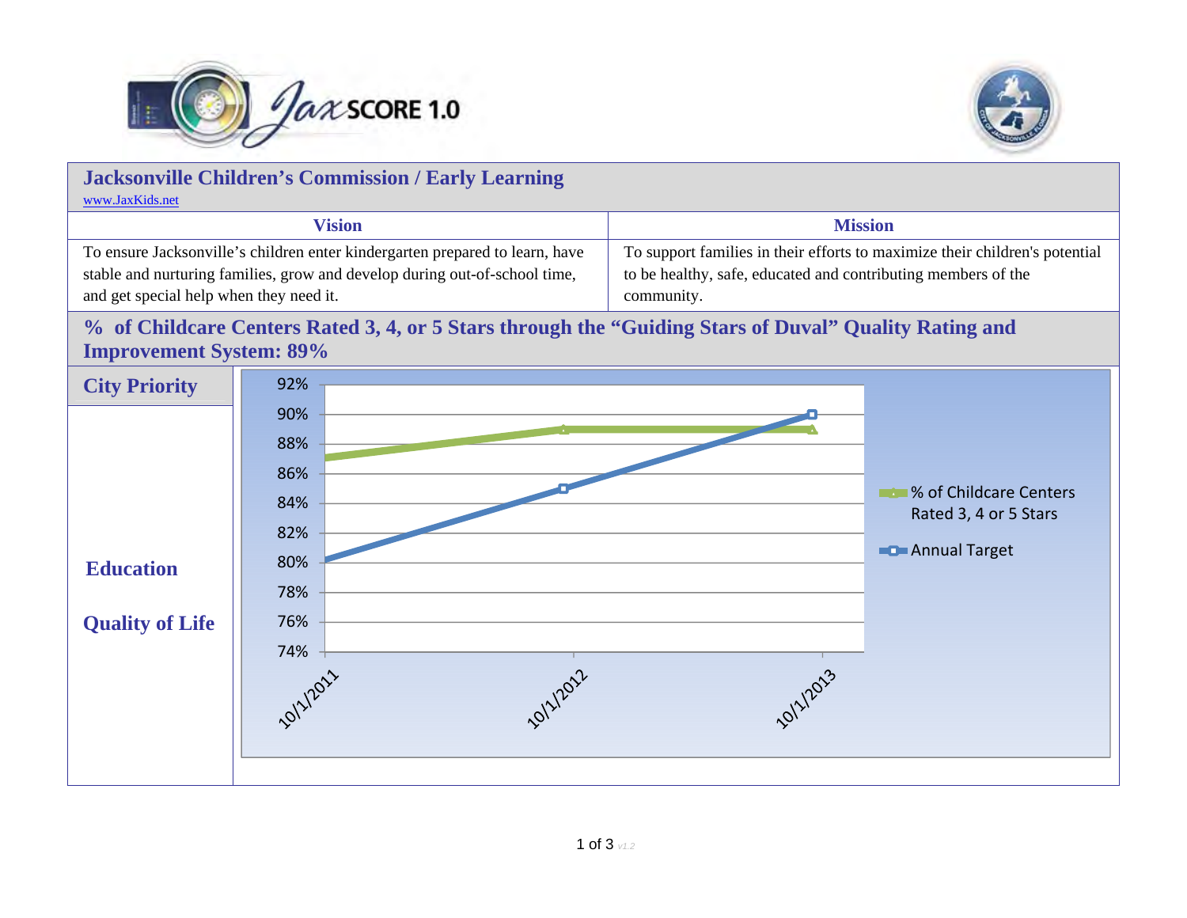# Jacksonville Children's Commission / Early Learning

www.JaxKids.net

| Vision | Mission |
| --- | --- |
| To ensure Jacksonville's children enter kindergarten prepared to learn, have stable and nurturing families, grow and develop during out-of-school time, and get special help when they need it. | To support families in their efforts to maximize their children's potential to be healthy, safe, educated and contributing members of the community. |

## % of Childcare Centers Rated 3, 4, or 5 Stars through the "Guiding Stars of Duval" Quality Rating and Improvement System: 89%

**City Priority**

**Education**

**Quality of Life**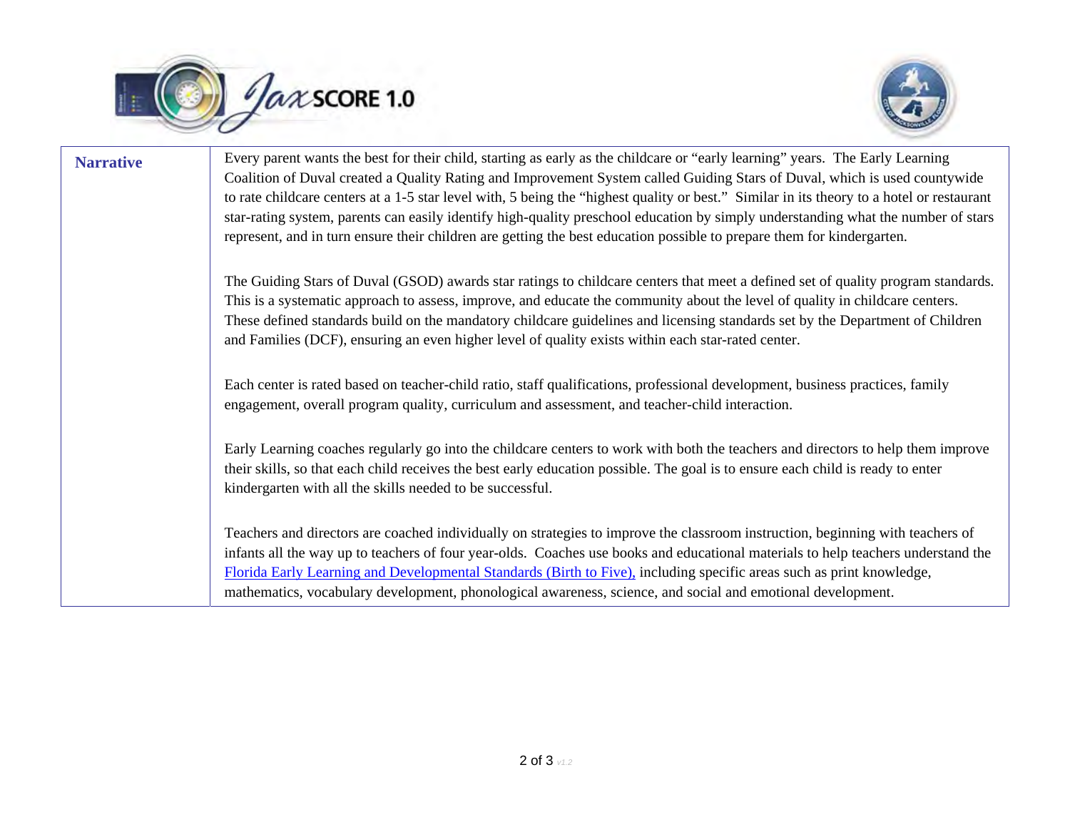| Narrative | Every parent wants the best for their child, starting as early as the childcare or “early learning” years. The Early Learning Coalition of Duval created a Quality Rating and Improvement System called Guiding Stars of Duval, which is used countywide to rate childcare centers at a 1-5 star level with, 5 being the “highest quality or best.” Similar in its theory to a hotel or restaurant star-rating system, parents can easily identify high-quality preschool education by simply understanding what the number of stars represent, and in turn ensure their children are getting the best education possible to prepare them for kindergarten.<br><br>The Guiding Stars of Duval (GSOD) awards star ratings to childcare centers that meet a defined set of quality program standards. This is a systematic approach to assess, improve, and educate the community about the level of quality in childcare centers. These defined standards build on the mandatory childcare guidelines and licensing standards set by the Department of Children and Families (DCF), ensuring an even higher level of quality exists within each star-rated center.<br><br>Each center is rated based on teacher-child ratio, staff qualifications, professional development, business practices, family engagement, overall program quality, curriculum and assessment, and teacher-child interaction.<br><br>Early Learning coaches regularly go into the childcare centers to work with both the teachers and directors to help them improve their skills, so that each child receives the best early education possible. The goal is to ensure each child is ready to enter kindergarten with all the skills needed to be successful.<br><br>Teachers and directors are coached individually on strategies to improve the classroom instruction, beginning with teachers of infants all the way up to teachers of four year-olds. Coaches use books and educational materials to help teachers understand the Florida Early Learning and Developmental Standards (Birth to Five), including specific areas such as print knowledge, mathematics, vocabulary development, phonological awareness, science, and social and emotional development. |
|---|---|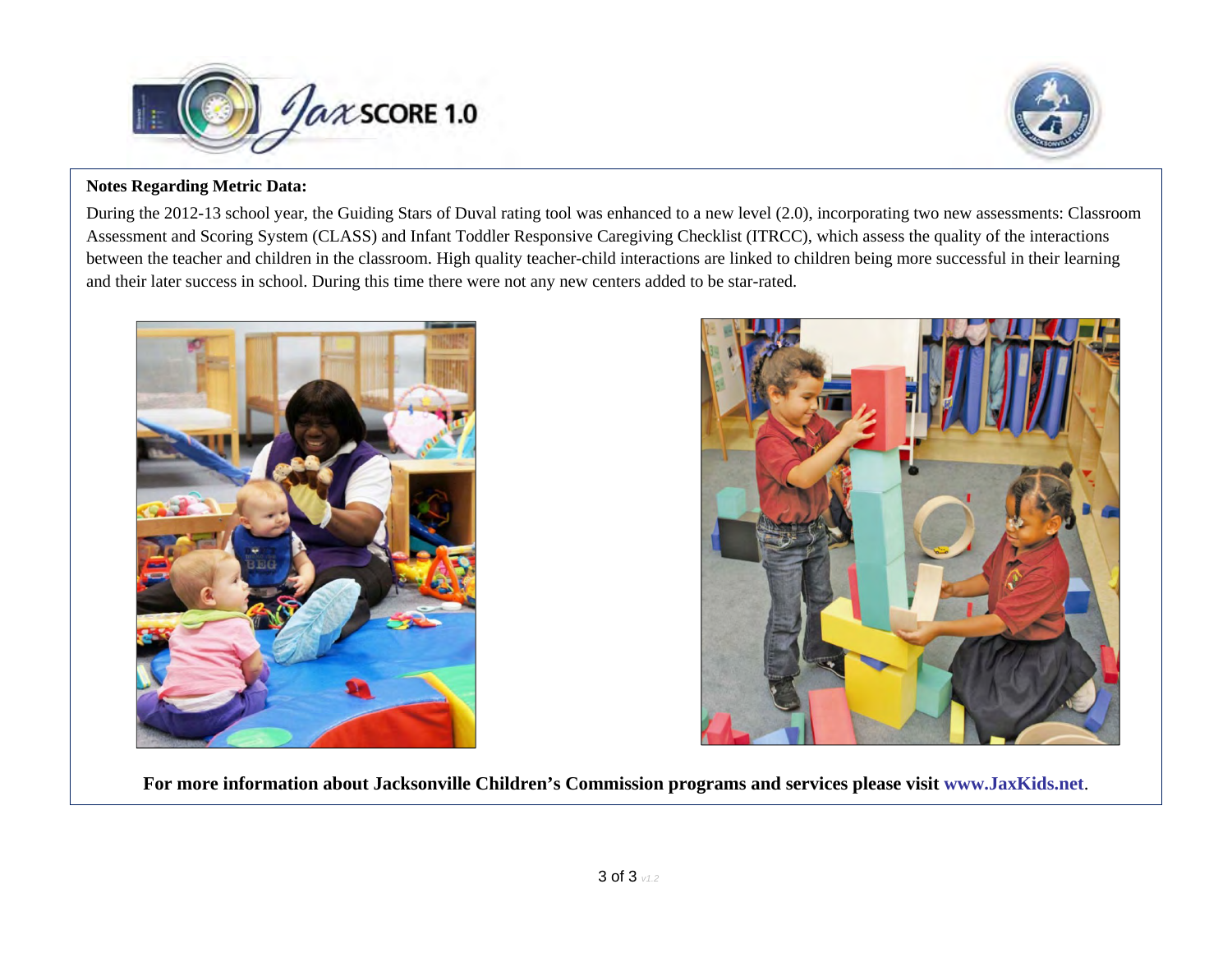**Notes Regarding Metric Data:**

During the 2012-13 school year, the Guiding Stars of Duval rating tool was enhanced to a new level (2.0), incorporating two new assessments: Classroom Assessment and Scoring System (CLASS) and Infant Toddler Responsive Caregiving Checklist (ITRCC), which assess the quality of the interactions between the teacher and children in the classroom. High quality teacher-child interactions are linked to children being more successful in their learning and their later success in school. During this time there were not any new centers added to be star-rated.

**For more information about Jacksonville Children's Commission programs and services please visit www.JaxKids.net.**